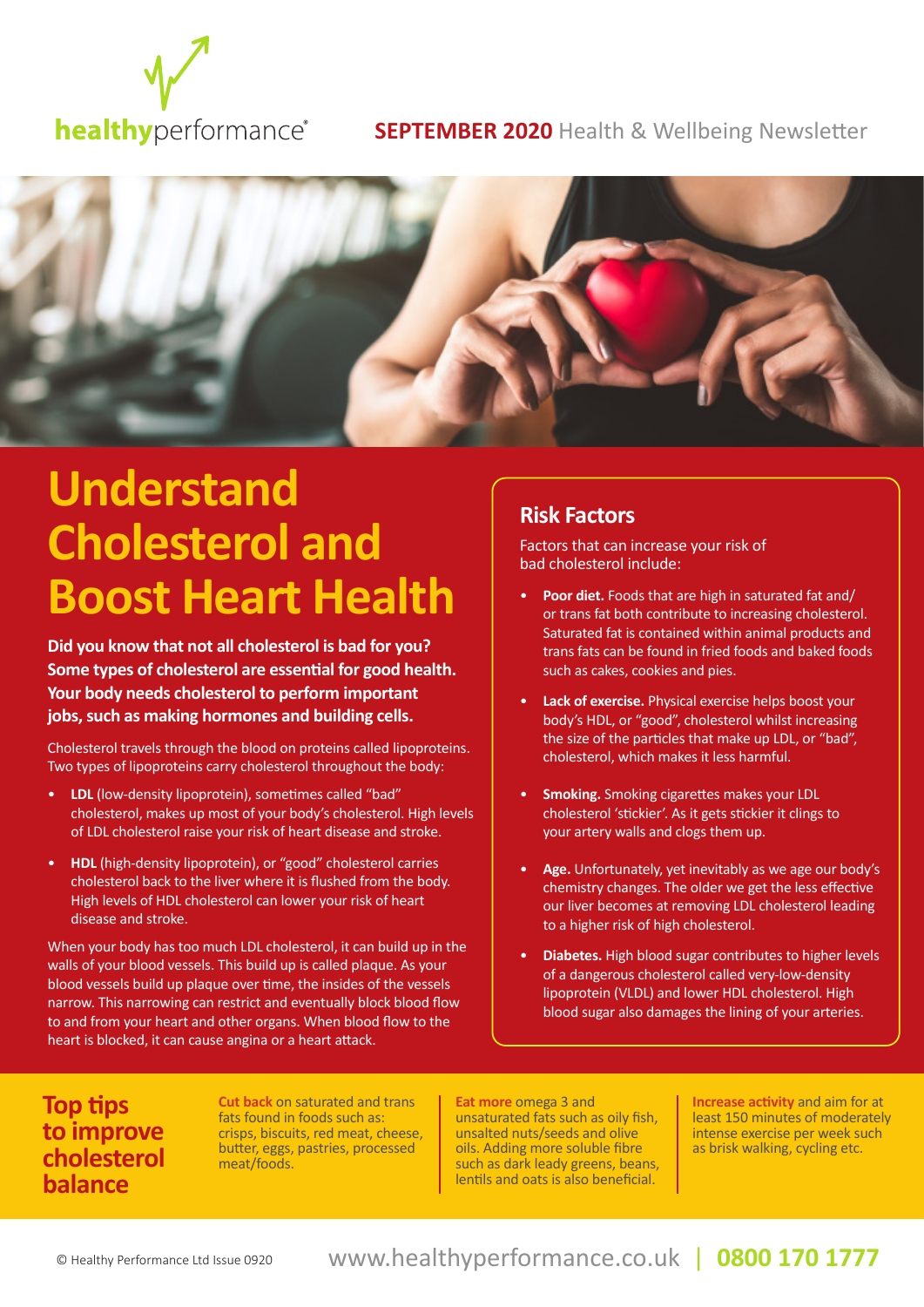healthyperformance®

**SEPTEMBER 2020** Health & Wellbeing Newsletter

# Understand Cholesterol and Boost Heart Health

**Did you know that not all cholesterol is bad for you? Some types of cholesterol are essential for good health. Your body needs cholesterol to perform important jobs, such as making hormones and building cells.**

Cholesterol travels through the blood on proteins called lipoproteins. Two types of lipoproteins carry cholesterol throughout the body:

- **LDL** (low-density lipoprotein), sometimes called "bad" cholesterol, makes up most of your body's cholesterol. High levels of LDL cholesterol raise your risk of heart disease and stroke.
- **HDL** (high-density lipoprotein), or "good" cholesterol carries cholesterol back to the liver where it is flushed from the body. High levels of HDL cholesterol can lower your risk of heart disease and stroke.

When your body has too much LDL cholesterol, it can build up in the walls of your blood vessels. This build up is called plaque. As your blood vessels build up plaque over time, the insides of the vessels narrow. This narrowing can restrict and eventually block blood flow to and from your heart and other organs. When blood flow to the heart is blocked, it can cause angina or a heart attack.

## Risk Factors

Factors that can increase your risk of bad cholesterol include:

- **Poor diet.** Foods that are high in saturated fat and/ or trans fat both contribute to increasing cholesterol. Saturated fat is contained within animal products and trans fats can be found in fried foods and baked foods such as cakes, cookies and pies.
- **Lack of exercise.** Physical exercise helps boost your body's HDL, or "good", cholesterol whilst increasing the size of the particles that make up LDL, or "bad", cholesterol, which makes it less harmful.
- **Smoking.** Smoking cigarettes makes your LDL cholesterol 'stickier'. As it gets stickier it clings to your artery walls and clogs them up.
- **Age.** Unfortunately, yet inevitably as we age our body's chemistry changes. The older we get the less effective our liver becomes at removing LDL cholesterol leading to a higher risk of high cholesterol.
- **Diabetes.** High blood sugar contributes to higher levels of a dangerous cholesterol called very-low-density lipoprotein (VLDL) and lower HDL cholesterol. High blood sugar also damages the lining of your arteries.

## Top tips to improve cholesterol balance

**Cut back** on saturated and trans fats found in foods such as: crisps, biscuits, red meat, cheese, butter, eggs, pastries, processed meat/foods.

**Eat more** omega 3 and unsaturated fats such as oily fish, unsalted nuts/seeds and olive oils. Adding more soluble fibre such as dark leady greens, beans, lentils and oats is also beneficial.

**Increase activity** and aim for at least 150 minutes of moderately intense exercise per week such as brisk walking, cycling etc.

© Healthy Performance Ltd Issue 0920 www.healthyperformance.co.uk | 0800 170 1777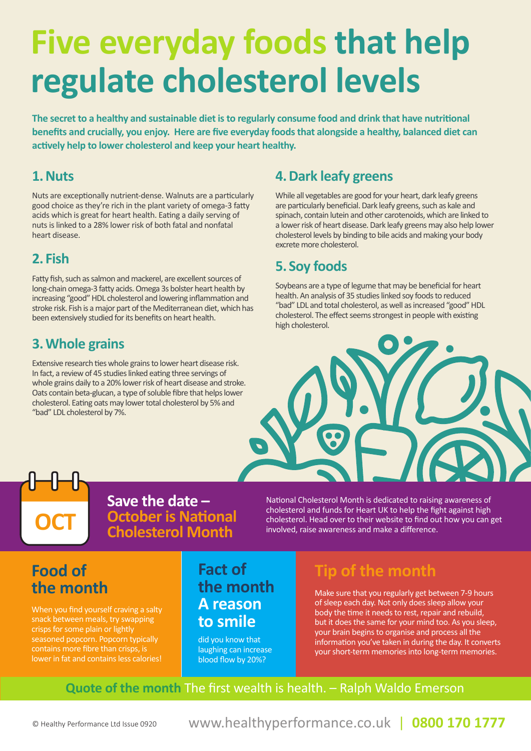# Five everyday foods that help regulate cholesterol levels

**The secret to a healthy and sustainable diet is to regularly consume food and drink that have nutritional benefits and crucially, you enjoy. Here are five everyday foods that alongside a healthy, balanced diet can actively help to lower cholesterol and keep your heart healthy.**

## 1. Nuts

Nuts are exceptionally nutrient-dense. Walnuts are a particularly good choice as they're rich in the plant variety of omega-3 fatty acids which is great for heart health. Eating a daily serving of nuts is linked to a 28% lower risk of both fatal and nonfatal heart disease.

## 2. Fish

Fatty fish, such as salmon and mackerel, are excellent sources of long-chain omega-3 fatty acids. Omega 3s bolster heart health by increasing "good" HDL cholesterol and lowering inflammation and stroke risk. Fish is a major part of the Mediterranean diet, which has been extensively studied for its benefits on heart health.

## 3. Whole grains

Extensive research ties whole grains to lower heart disease risk. In fact, a review of 45 studies linked eating three servings of whole grains daily to a 20% lower risk of heart disease and stroke. Oats contain beta-glucan, a type of soluble fibre that helps lower cholesterol. Eating oats may lower total cholesterol by 5% and "bad" LDL cholesterol by 7%.

## 4. Dark leafy greens

While all vegetables are good for your heart, dark leafy greens are particularly beneficial. Dark leafy greens, such as kale and spinach, contain lutein and other carotenoids, which are linked to a lower risk of heart disease. Dark leafy greens may also help lower cholesterol levels by binding to bile acids and making your body excrete more cholesterol.

## 5. Soy foods

Soybeans are a type of legume that may be beneficial for heart health. An analysis of 35 studies linked soy foods to reduced "bad" LDL and total cholesterol, as well as increased "good" HDL cholesterol. The effect seems strongest in people with existing high cholesterol.

OCT

## Save the date – October is National Cholesterol Month

National Cholesterol Month is dedicated to raising awareness of cholesterol and funds for Heart UK to help the fight against high cholesterol. Head over to their website to find out how you can get involved, raise awareness and make a difference.

## Food of the month

When you find yourself craving a salty snack between meals, try swapping crisps for some plain or lightly seasoned popcorn. Popcorn typically contains more fibre than crisps, is lower in fat and contains less calories!

## Fact of the month A reason to smile

did you know that laughing can increase blood flow by 20%?

## Tip of the month

Make sure that you regularly get between 7-9 hours of sleep each day. Not only does sleep allow your body the time it needs to rest, repair and rebuild, but it does the same for your mind too. As you sleep, your brain begins to organise and process all the information you've taken in during the day. It converts your short-term memories into long-term memories.

**Quote of the month** The first wealth is health. – Ralph Waldo Emerson

© Healthy Performance Ltd Issue 0920 www.healthyperformance.co.uk | 0800 170 1777